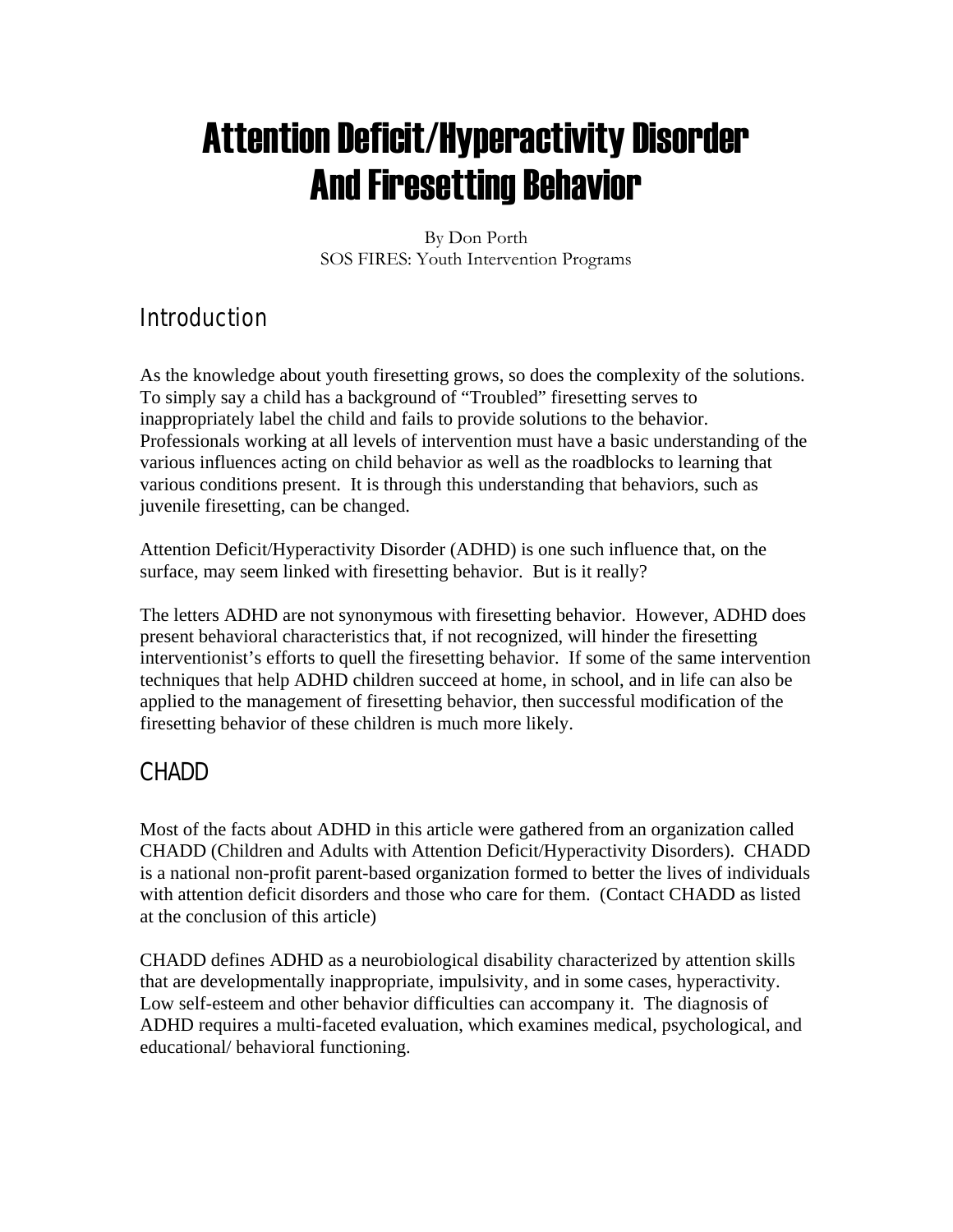# Attention Deficit/Hyperactivity Disorder And Firesetting Behavior

By Don Porth
SOS FIRES: Youth Intervention Programs

## Introduction

As the knowledge about youth firesetting grows, so does the complexity of the solutions. To simply say a child has a background of "Troubled" firesetting serves to inappropriately label the child and fails to provide solutions to the behavior. Professionals working at all levels of intervention must have a basic understanding of the various influences acting on child behavior as well as the roadblocks to learning that various conditions present. It is through this understanding that behaviors, such as juvenile firesetting, can be changed.

Attention Deficit/Hyperactivity Disorder (ADHD) is one such influence that, on the surface, may seem linked with firesetting behavior. But is it really?

The letters ADHD are not synonymous with firesetting behavior. However, ADHD does present behavioral characteristics that, if not recognized, will hinder the firesetting interventionist's efforts to quell the firesetting behavior. If some of the same intervention techniques that help ADHD children succeed at home, in school, and in life can also be applied to the management of firesetting behavior, then successful modification of the firesetting behavior of these children is much more likely.

## CHADD

Most of the facts about ADHD in this article were gathered from an organization called CHADD (Children and Adults with Attention Deficit/Hyperactivity Disorders). CHADD is a national non-profit parent-based organization formed to better the lives of individuals with attention deficit disorders and those who care for them. (Contact CHADD as listed at the conclusion of this article)

CHADD defines ADHD as a neurobiological disability characterized by attention skills that are developmentally inappropriate, impulsivity, and in some cases, hyperactivity. Low self-esteem and other behavior difficulties can accompany it. The diagnosis of ADHD requires a multi-faceted evaluation, which examines medical, psychological, and educational/ behavioral functioning.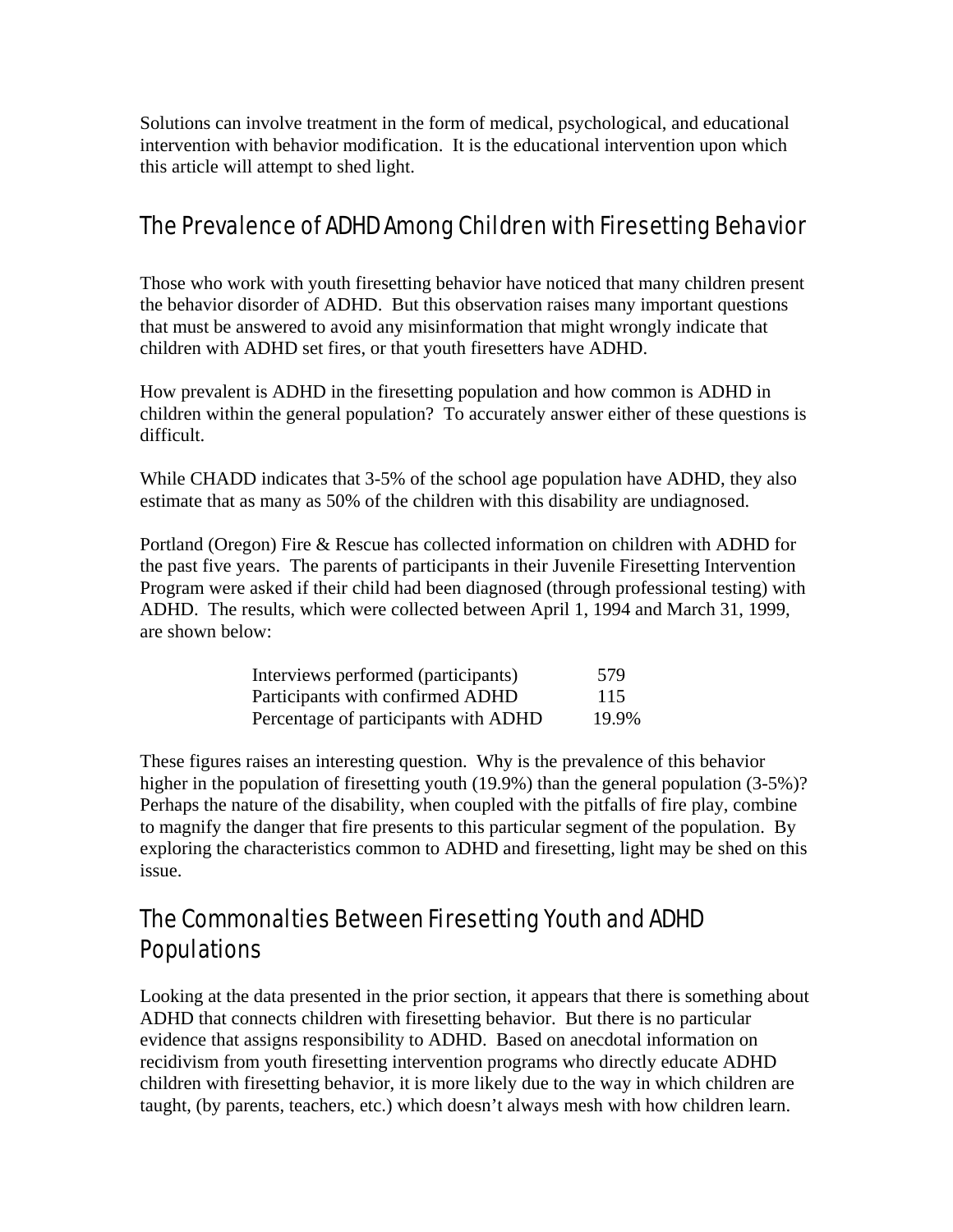Solutions can involve treatment in the form of medical, psychological, and educational intervention with behavior modification. It is the educational intervention upon which this article will attempt to shed light.

## The Prevalence of ADHD Among Children with Firesetting Behavior

Those who work with youth firesetting behavior have noticed that many children present the behavior disorder of ADHD. But this observation raises many important questions that must be answered to avoid any misinformation that might wrongly indicate that children with ADHD set fires, or that youth firesetters have ADHD.

How prevalent is ADHD in the firesetting population and how common is ADHD in children within the general population? To accurately answer either of these questions is difficult.

While CHADD indicates that 3-5% of the school age population have ADHD, they also estimate that as many as 50% of the children with this disability are undiagnosed.

Portland (Oregon) Fire & Rescue has collected information on children with ADHD for the past five years. The parents of participants in their Juvenile Firesetting Intervention Program were asked if their child had been diagnosed (through professional testing) with ADHD. The results, which were collected between April 1, 1994 and March 31, 1999, are shown below:

| | |
|---|---|
| Interviews performed (participants) | 579 |
| Participants with confirmed ADHD | 115 |
| Percentage of participants with ADHD | 19.9% |

These figures raises an interesting question. Why is the prevalence of this behavior higher in the population of firesetting youth (19.9%) than the general population (3-5%)? Perhaps the nature of the disability, when coupled with the pitfalls of fire play, combine to magnify the danger that fire presents to this particular segment of the population. By exploring the characteristics common to ADHD and firesetting, light may be shed on this issue.

## The Commonalties Between Firesetting Youth and ADHD Populations

Looking at the data presented in the prior section, it appears that there is something about ADHD that connects children with firesetting behavior. But there is no particular evidence that assigns responsibility to ADHD. Based on anecdotal information on recidivism from youth firesetting intervention programs who directly educate ADHD children with firesetting behavior, it is more likely due to the way in which children are taught, (by parents, teachers, etc.) which doesn't always mesh with how children learn.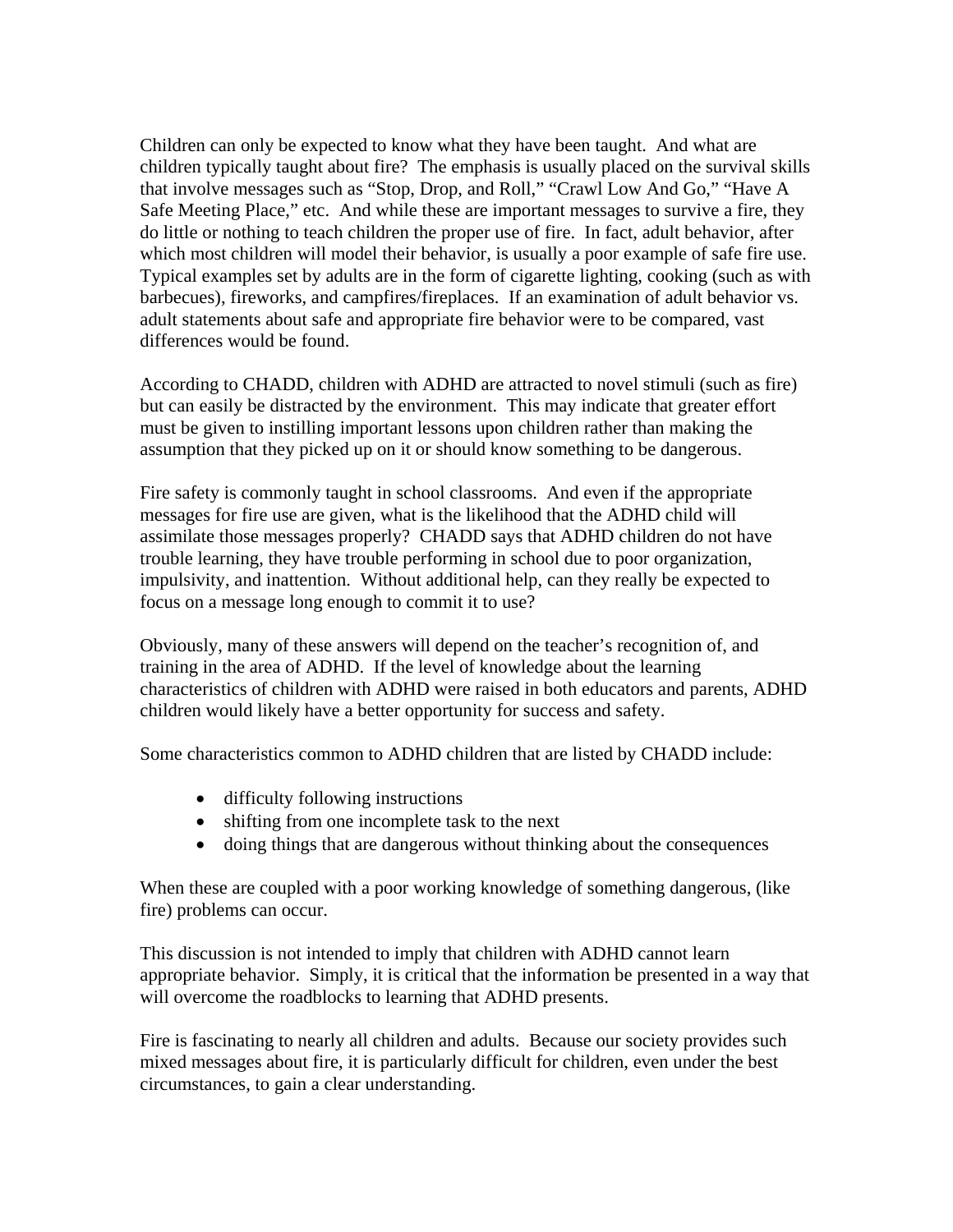Children can only be expected to know what they have been taught. And what are children typically taught about fire? The emphasis is usually placed on the survival skills that involve messages such as "Stop, Drop, and Roll," "Crawl Low And Go," "Have A Safe Meeting Place," etc. And while these are important messages to survive a fire, they do little or nothing to teach children the proper use of fire. In fact, adult behavior, after which most children will model their behavior, is usually a poor example of safe fire use. Typical examples set by adults are in the form of cigarette lighting, cooking (such as with barbecues), fireworks, and campfires/fireplaces. If an examination of adult behavior vs. adult statements about safe and appropriate fire behavior were to be compared, vast differences would be found.

According to CHADD, children with ADHD are attracted to novel stimuli (such as fire) but can easily be distracted by the environment. This may indicate that greater effort must be given to instilling important lessons upon children rather than making the assumption that they picked up on it or should know something to be dangerous.

Fire safety is commonly taught in school classrooms. And even if the appropriate messages for fire use are given, what is the likelihood that the ADHD child will assimilate those messages properly? CHADD says that ADHD children do not have trouble learning, they have trouble performing in school due to poor organization, impulsivity, and inattention. Without additional help, can they really be expected to focus on a message long enough to commit it to use?

Obviously, many of these answers will depend on the teacher's recognition of, and training in the area of ADHD. If the level of knowledge about the learning characteristics of children with ADHD were raised in both educators and parents, ADHD children would likely have a better opportunity for success and safety.

Some characteristics common to ADHD children that are listed by CHADD include:

- difficulty following instructions
- shifting from one incomplete task to the next
- doing things that are dangerous without thinking about the consequences

When these are coupled with a poor working knowledge of something dangerous, (like fire) problems can occur.

This discussion is not intended to imply that children with ADHD cannot learn appropriate behavior. Simply, it is critical that the information be presented in a way that will overcome the roadblocks to learning that ADHD presents.

Fire is fascinating to nearly all children and adults. Because our society provides such mixed messages about fire, it is particularly difficult for children, even under the best circumstances, to gain a clear understanding.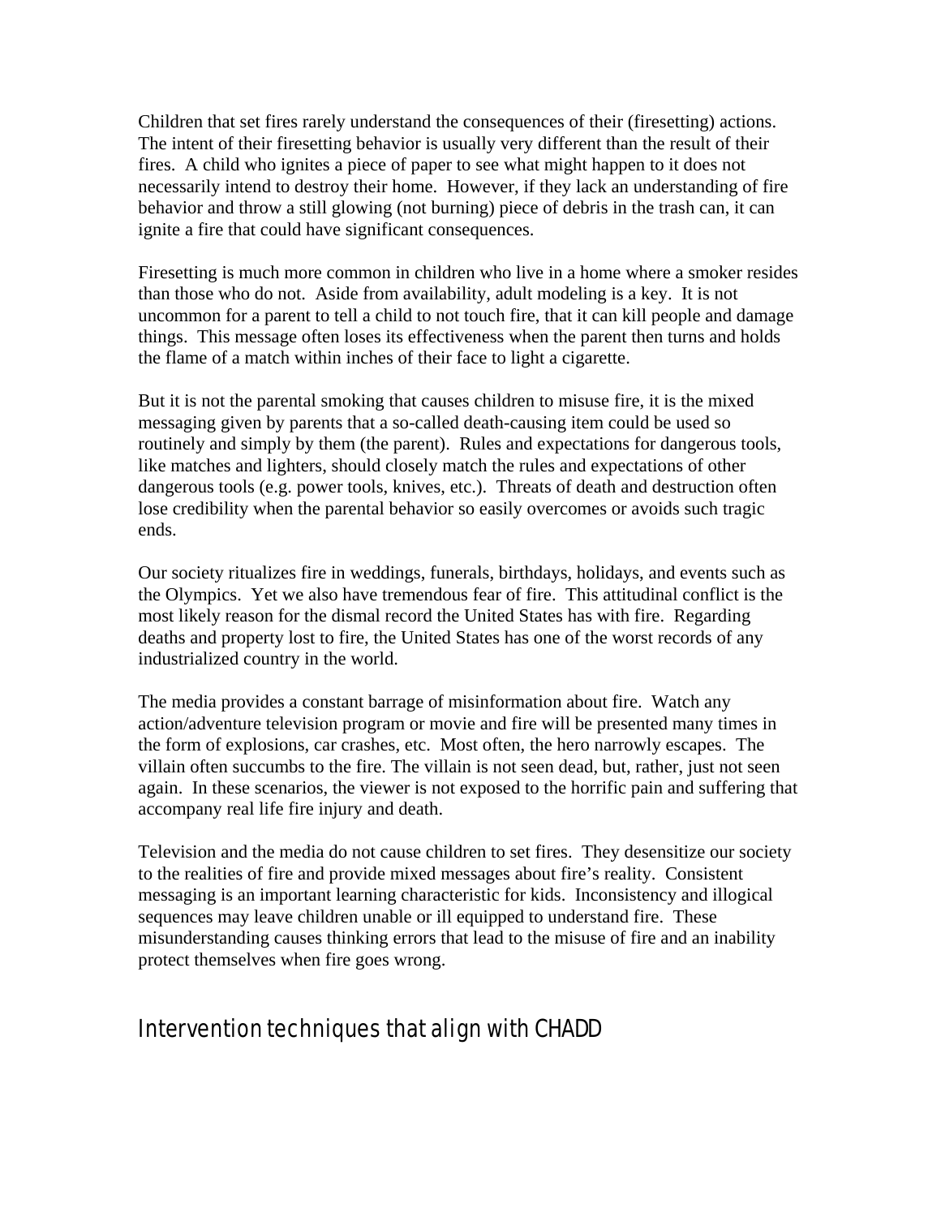Children that set fires rarely understand the consequences of their (firesetting) actions. The intent of their firesetting behavior is usually very different than the result of their fires. A child who ignites a piece of paper to see what might happen to it does not necessarily intend to destroy their home. However, if they lack an understanding of fire behavior and throw a still glowing (not burning) piece of debris in the trash can, it can ignite a fire that could have significant consequences.

Firesetting is much more common in children who live in a home where a smoker resides than those who do not. Aside from availability, adult modeling is a key. It is not uncommon for a parent to tell a child to not touch fire, that it can kill people and damage things. This message often loses its effectiveness when the parent then turns and holds the flame of a match within inches of their face to light a cigarette.

But it is not the parental smoking that causes children to misuse fire, it is the mixed messaging given by parents that a so-called death-causing item could be used so routinely and simply by them (the parent). Rules and expectations for dangerous tools, like matches and lighters, should closely match the rules and expectations of other dangerous tools (e.g. power tools, knives, etc.). Threats of death and destruction often lose credibility when the parental behavior so easily overcomes or avoids such tragic ends.

Our society ritualizes fire in weddings, funerals, birthdays, holidays, and events such as the Olympics. Yet we also have tremendous fear of fire. This attitudinal conflict is the most likely reason for the dismal record the United States has with fire. Regarding deaths and property lost to fire, the United States has one of the worst records of any industrialized country in the world.

The media provides a constant barrage of misinformation about fire. Watch any action/adventure television program or movie and fire will be presented many times in the form of explosions, car crashes, etc. Most often, the hero narrowly escapes. The villain often succumbs to the fire. The villain is not seen dead, but, rather, just not seen again. In these scenarios, the viewer is not exposed to the horrific pain and suffering that accompany real life fire injury and death.

Television and the media do not cause children to set fires. They desensitize our society to the realities of fire and provide mixed messages about fire's reality. Consistent messaging is an important learning characteristic for kids. Inconsistency and illogical sequences may leave children unable or ill equipped to understand fire. These misunderstanding causes thinking errors that lead to the misuse of fire and an inability protect themselves when fire goes wrong.

## Intervention techniques that align with CHADD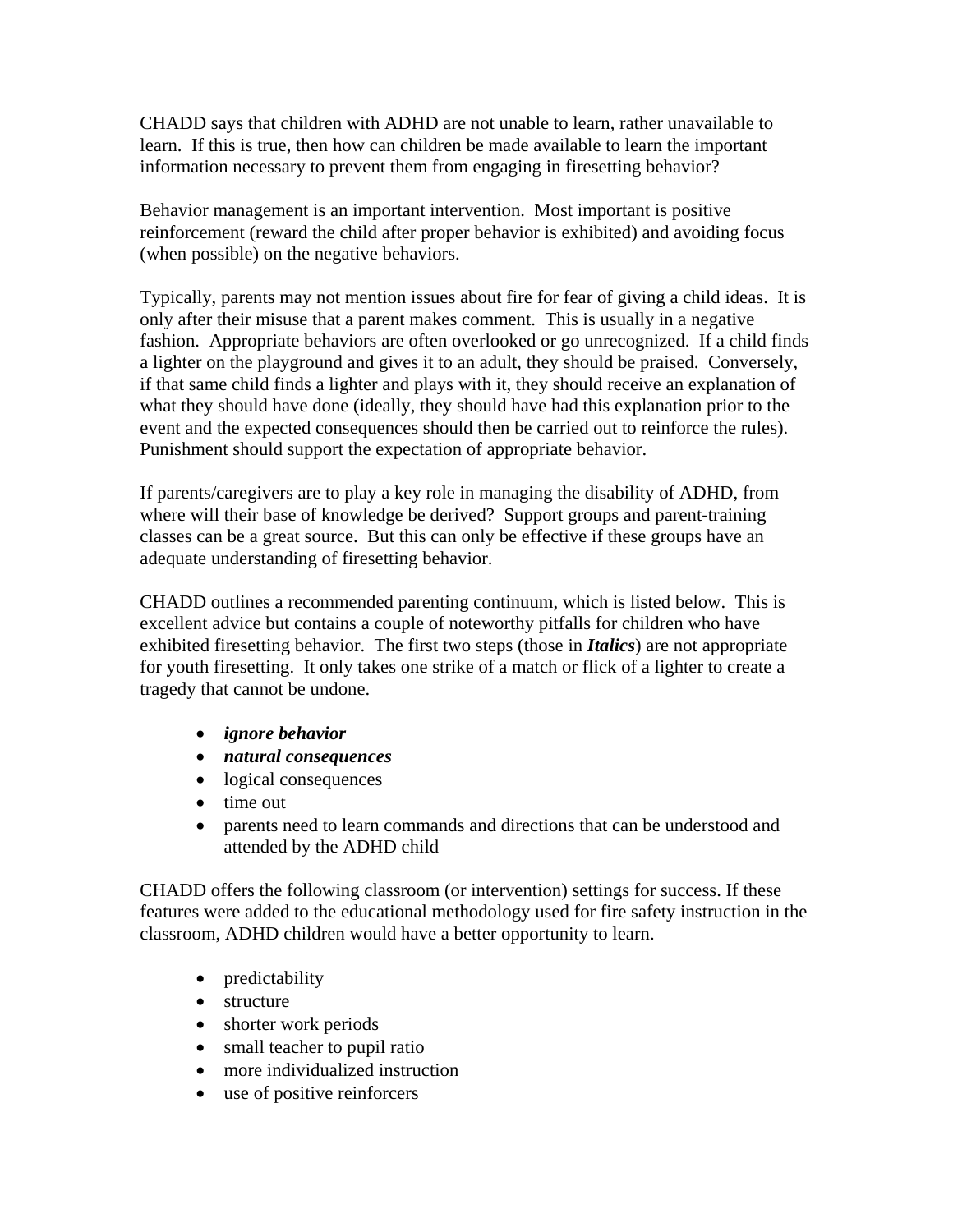CHADD says that children with ADHD are not unable to learn, rather unavailable to learn. If this is true, then how can children be made available to learn the important information necessary to prevent them from engaging in firesetting behavior?

Behavior management is an important intervention. Most important is positive reinforcement (reward the child after proper behavior is exhibited) and avoiding focus (when possible) on the negative behaviors.

Typically, parents may not mention issues about fire for fear of giving a child ideas. It is only after their misuse that a parent makes comment. This is usually in a negative fashion. Appropriate behaviors are often overlooked or go unrecognized. If a child finds a lighter on the playground and gives it to an adult, they should be praised. Conversely, if that same child finds a lighter and plays with it, they should receive an explanation of what they should have done (ideally, they should have had this explanation prior to the event and the expected consequences should then be carried out to reinforce the rules). Punishment should support the expectation of appropriate behavior.

If parents/caregivers are to play a key role in managing the disability of ADHD, from where will their base of knowledge be derived? Support groups and parent-training classes can be a great source. But this can only be effective if these groups have an adequate understanding of firesetting behavior.

CHADD outlines a recommended parenting continuum, which is listed below. This is excellent advice but contains a couple of noteworthy pitfalls for children who have exhibited firesetting behavior. The first two steps (those in ***Italics***) are not appropriate for youth firesetting. It only takes one strike of a match or flick of a lighter to create a tragedy that cannot be undone.

- ***ignore behavior***
- ***natural consequences***
- logical consequences
- time out
- parents need to learn commands and directions that can be understood and attended by the ADHD child

CHADD offers the following classroom (or intervention) settings for success. If these features were added to the educational methodology used for fire safety instruction in the classroom, ADHD children would have a better opportunity to learn.

- predictability
- structure
- shorter work periods
- small teacher to pupil ratio
- more individualized instruction
- use of positive reinforcers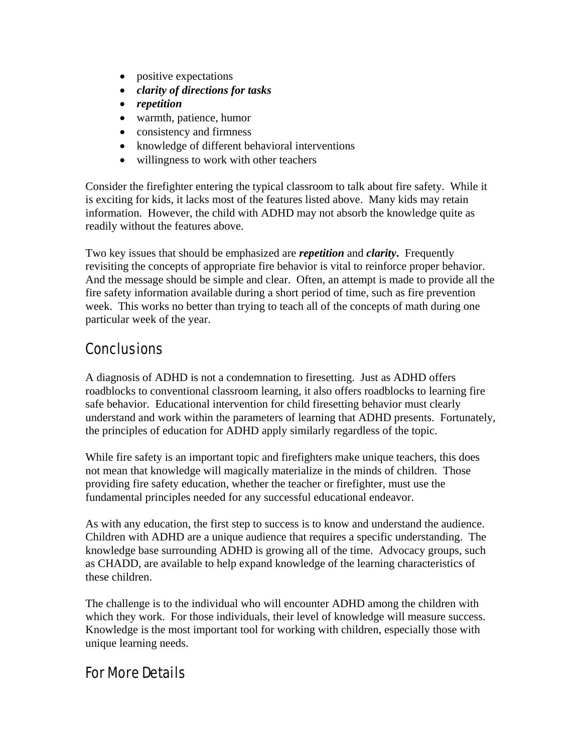- positive expectations
- ***clarity of directions for tasks***
- ***repetition***
- warmth, patience, humor
- consistency and firmness
- knowledge of different behavioral interventions
- willingness to work with other teachers

Consider the firefighter entering the typical classroom to talk about fire safety. While it is exciting for kids, it lacks most of the features listed above. Many kids may retain information. However, the child with ADHD may not absorb the knowledge quite as readily without the features above.

Two key issues that should be emphasized are ***repetition*** and ***clarity*****.** Frequently revisiting the concepts of appropriate fire behavior is vital to reinforce proper behavior. And the message should be simple and clear. Often, an attempt is made to provide all the fire safety information available during a short period of time, such as fire prevention week. This works no better than trying to teach all of the concepts of math during one particular week of the year.

## Conclusions

A diagnosis of ADHD is not a condemnation to firesetting. Just as ADHD offers roadblocks to conventional classroom learning, it also offers roadblocks to learning fire safe behavior. Educational intervention for child firesetting behavior must clearly understand and work within the parameters of learning that ADHD presents. Fortunately, the principles of education for ADHD apply similarly regardless of the topic.

While fire safety is an important topic and firefighters make unique teachers, this does not mean that knowledge will magically materialize in the minds of children. Those providing fire safety education, whether the teacher or firefighter, must use the fundamental principles needed for any successful educational endeavor.

As with any education, the first step to success is to know and understand the audience. Children with ADHD are a unique audience that requires a specific understanding. The knowledge base surrounding ADHD is growing all of the time. Advocacy groups, such as CHADD, are available to help expand knowledge of the learning characteristics of these children.

The challenge is to the individual who will encounter ADHD among the children with which they work. For those individuals, their level of knowledge will measure success. Knowledge is the most important tool for working with children, especially those with unique learning needs.

## For More Details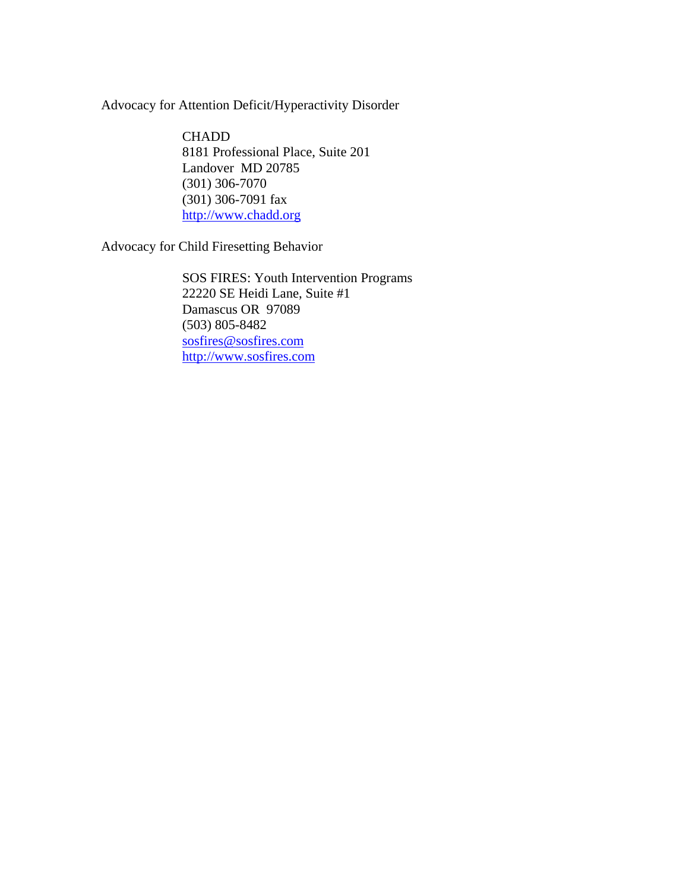Advocacy for Attention Deficit/Hyperactivity Disorder

CHADD  
8181 Professional Place, Suite 201  
Landover  MD 20785  
(301) 306-7070  
(301) 306-7091 fax  
http://www.chadd.org

Advocacy for Child Firesetting Behavior

SOS FIRES: Youth Intervention Programs  
22220 SE Heidi Lane, Suite #1  
Damascus OR  97089  
(503) 805-8482  
sosfires@sosfires.com  
http://www.sosfires.com